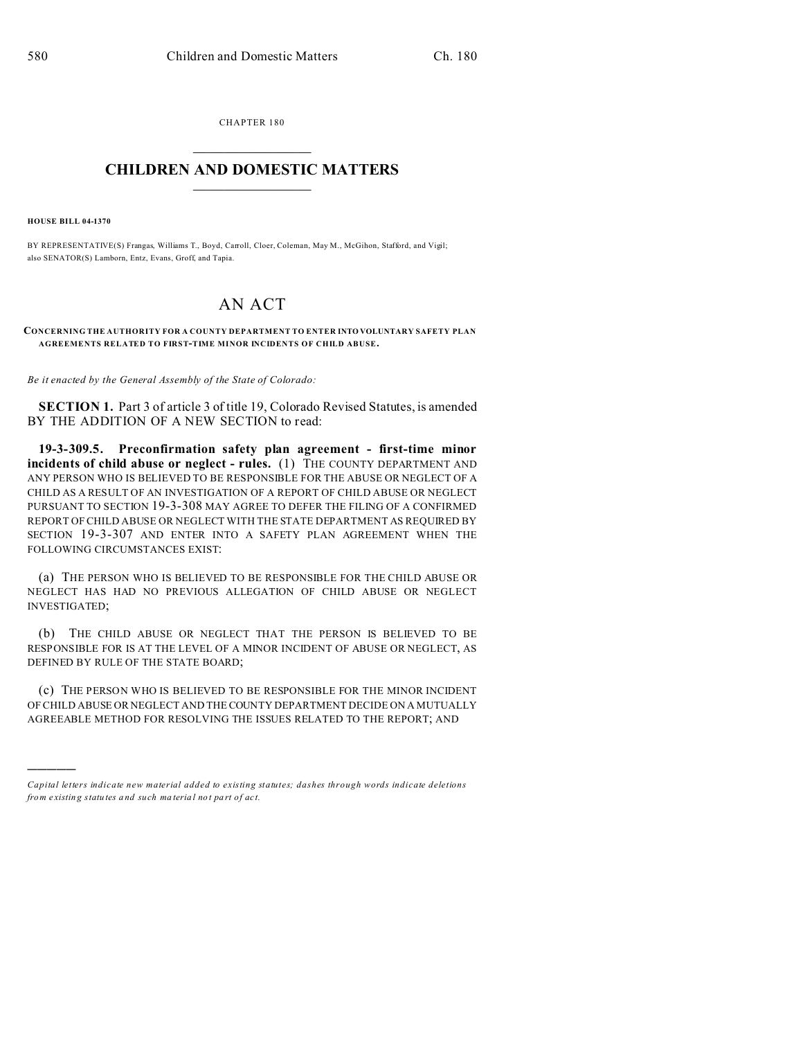CHAPTER 180

# CHILDREN AND DOMESTIC MATTERS

**HOUSE BILL 04-1370**

BY REPRESENTATIVE(S) Frangas, Williams T., Boyd, Carroll, Cloer, Coleman, May M., McGihon, Stafford, and Vigil; also SENATOR(S) Lamborn, Entz, Evans, Groff, and Tapia.

## AN ACT

**CONCERNING THE AUTHORITY FOR A COUNTY DEPARTMENT TO ENTER INTO VOLUNTARY SAFETY PLAN AGREEMENTS RELATED TO FIRST-TIME MINOR INCIDENTS OF CHILD ABUSE.**

*Be it enacted by the General Assembly of the State of Colorado:*

**SECTION 1.** Part 3 of article 3 of title 19, Colorado Revised Statutes, is amended BY THE ADDITION OF A NEW SECTION to read:

**19-3-309.5. Preconfirmation safety plan agreement - first-time minor incidents of child abuse or neglect - rules.** (1) THE COUNTY DEPARTMENT AND ANY PERSON WHO IS BELIEVED TO BE RESPONSIBLE FOR THE ABUSE OR NEGLECT OF A CHILD AS A RESULT OF AN INVESTIGATION OF A REPORT OF CHILD ABUSE OR NEGLECT PURSUANT TO SECTION 19-3-308 MAY AGREE TO DEFER THE FILING OF A CONFIRMED REPORT OF CHILD ABUSE OR NEGLECT WITH THE STATE DEPARTMENT AS REQUIRED BY SECTION 19-3-307 AND ENTER INTO A SAFETY PLAN AGREEMENT WHEN THE FOLLOWING CIRCUMSTANCES EXIST:

(a) THE PERSON WHO IS BELIEVED TO BE RESPONSIBLE FOR THE CHILD ABUSE OR NEGLECT HAS HAD NO PREVIOUS ALLEGATION OF CHILD ABUSE OR NEGLECT INVESTIGATED;

(b) THE CHILD ABUSE OR NEGLECT THAT THE PERSON IS BELIEVED TO BE RESPONSIBLE FOR IS AT THE LEVEL OF A MINOR INCIDENT OF ABUSE OR NEGLECT, AS DEFINED BY RULE OF THE STATE BOARD;

(c) THE PERSON WHO IS BELIEVED TO BE RESPONSIBLE FOR THE MINOR INCIDENT OF CHILD ABUSE OR NEGLECT AND THE COUNTY DEPARTMENT DECIDE ON A MUTUALLY AGREEABLE METHOD FOR RESOLVING THE ISSUES RELATED TO THE REPORT; AND

---

*Capital letters indicate new material added to existing statutes; dashes through words indicate deletions from existing statutes and such material not part of act.*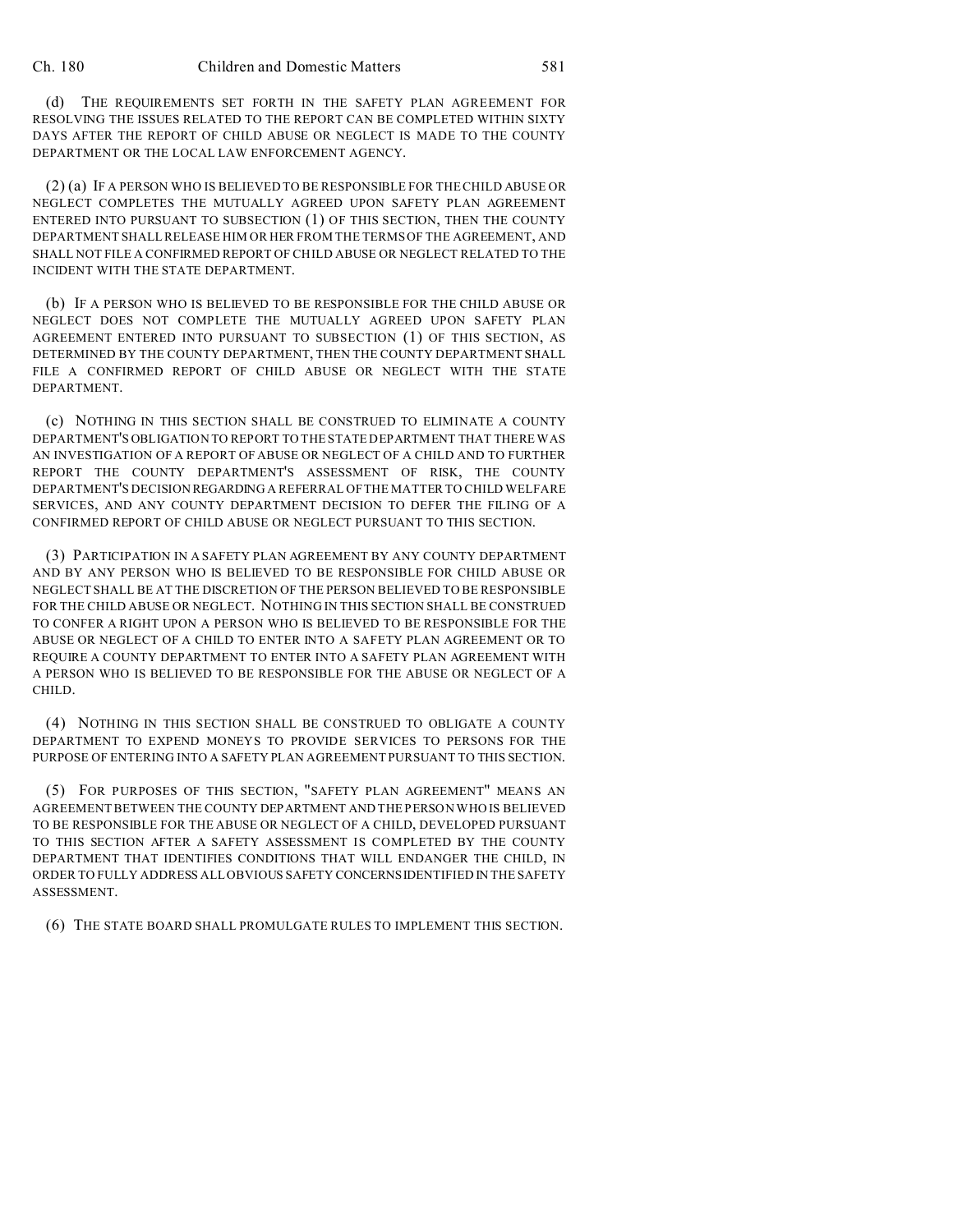(d) THE REQUIREMENTS SET FORTH IN THE SAFETY PLAN AGREEMENT FOR RESOLVING THE ISSUES RELATED TO THE REPORT CAN BE COMPLETED WITHIN SIXTY DAYS AFTER THE REPORT OF CHILD ABUSE OR NEGLECT IS MADE TO THE COUNTY DEPARTMENT OR THE LOCAL LAW ENFORCEMENT AGENCY.

(2) (a) IF A PERSON WHO IS BELIEVED TO BE RESPONSIBLE FOR THE CHILD ABUSE OR NEGLECT COMPLETES THE MUTUALLY AGREED UPON SAFETY PLAN AGREEMENT ENTERED INTO PURSUANT TO SUBSECTION (1) OF THIS SECTION, THEN THE COUNTY DEPARTMENT SHALL RELEASE HIM OR HER FROM THE TERMS OF THE AGREEMENT, AND SHALL NOT FILE A CONFIRMED REPORT OF CHILD ABUSE OR NEGLECT RELATED TO THE INCIDENT WITH THE STATE DEPARTMENT.

(b) IF A PERSON WHO IS BELIEVED TO BE RESPONSIBLE FOR THE CHILD ABUSE OR NEGLECT DOES NOT COMPLETE THE MUTUALLY AGREED UPON SAFETY PLAN AGREEMENT ENTERED INTO PURSUANT TO SUBSECTION (1) OF THIS SECTION, AS DETERMINED BY THE COUNTY DEPARTMENT, THEN THE COUNTY DEPARTMENT SHALL FILE A CONFIRMED REPORT OF CHILD ABUSE OR NEGLECT WITH THE STATE DEPARTMENT.

(c) NOTHING IN THIS SECTION SHALL BE CONSTRUED TO ELIMINATE A COUNTY DEPARTMENT'S OBLIGATION TO REPORT TO THE STATE DEPARTMENT THAT THERE WAS AN INVESTIGATION OF A REPORT OF ABUSE OR NEGLECT OF A CHILD AND TO FURTHER REPORT THE COUNTY DEPARTMENT'S ASSESSMENT OF RISK, THE COUNTY DEPARTMENT'S DECISION REGARDING A REFERRAL OF THE MATTER TO CHILD WELFARE SERVICES, AND ANY COUNTY DEPARTMENT DECISION TO DEFER THE FILING OF A CONFIRMED REPORT OF CHILD ABUSE OR NEGLECT PURSUANT TO THIS SECTION.

(3) PARTICIPATION IN A SAFETY PLAN AGREEMENT BY ANY COUNTY DEPARTMENT AND BY ANY PERSON WHO IS BELIEVED TO BE RESPONSIBLE FOR CHILD ABUSE OR NEGLECT SHALL BE AT THE DISCRETION OF THE PERSON BELIEVED TO BE RESPONSIBLE FOR THE CHILD ABUSE OR NEGLECT. NOTHING IN THIS SECTION SHALL BE CONSTRUED TO CONFER A RIGHT UPON A PERSON WHO IS BELIEVED TO BE RESPONSIBLE FOR THE ABUSE OR NEGLECT OF A CHILD TO ENTER INTO A SAFETY PLAN AGREEMENT OR TO REQUIRE A COUNTY DEPARTMENT TO ENTER INTO A SAFETY PLAN AGREEMENT WITH A PERSON WHO IS BELIEVED TO BE RESPONSIBLE FOR THE ABUSE OR NEGLECT OF A CHILD.

(4) NOTHING IN THIS SECTION SHALL BE CONSTRUED TO OBLIGATE A COUNTY DEPARTMENT TO EXPEND MONEYS TO PROVIDE SERVICES TO PERSONS FOR THE PURPOSE OF ENTERING INTO A SAFETY PLAN AGREEMENT PURSUANT TO THIS SECTION.

(5) FOR PURPOSES OF THIS SECTION, "SAFETY PLAN AGREEMENT" MEANS AN AGREEMENT BETWEEN THE COUNTY DEPARTMENT AND THE PERSON WHO IS BELIEVED TO BE RESPONSIBLE FOR THE ABUSE OR NEGLECT OF A CHILD, DEVELOPED PURSUANT TO THIS SECTION AFTER A SAFETY ASSESSMENT IS COMPLETED BY THE COUNTY DEPARTMENT THAT IDENTIFIES CONDITIONS THAT WILL ENDANGER THE CHILD, IN ORDER TO FULLY ADDRESS ALL OBVIOUS SAFETY CONCERNS IDENTIFIED IN THE SAFETY ASSESSMENT.

(6) THE STATE BOARD SHALL PROMULGATE RULES TO IMPLEMENT THIS SECTION.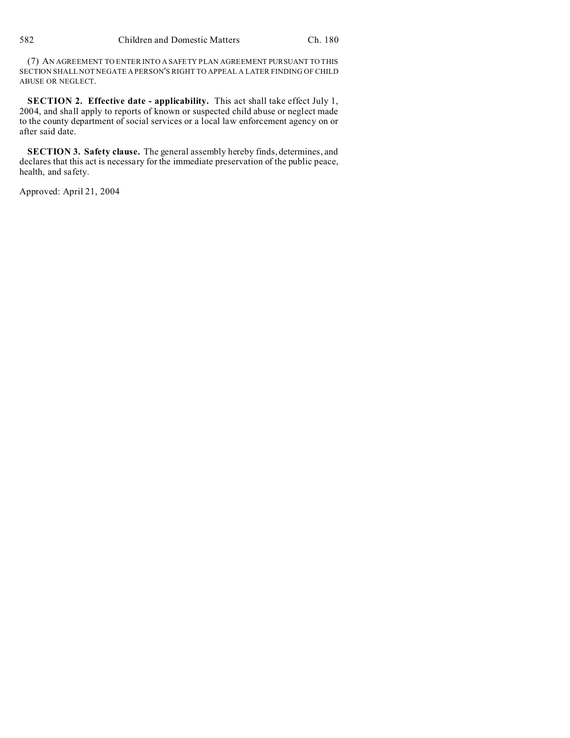(7) AN AGREEMENT TO ENTER INTO A SAFETY PLAN AGREEMENT PURSUANT TO THIS SECTION SHALL NOT NEGATE A PERSON'S RIGHT TO APPEAL A LATER FINDING OF CHILD ABUSE OR NEGLECT.

**SECTION 2. Effective date - applicability.** This act shall take effect July 1, 2004, and shall apply to reports of known or suspected child abuse or neglect made to the county department of social services or a local law enforcement agency on or after said date.

**SECTION 3. Safety clause.** The general assembly hereby finds, determines, and declares that this act is necessary for the immediate preservation of the public peace, health, and safety.

Approved: April 21, 2004